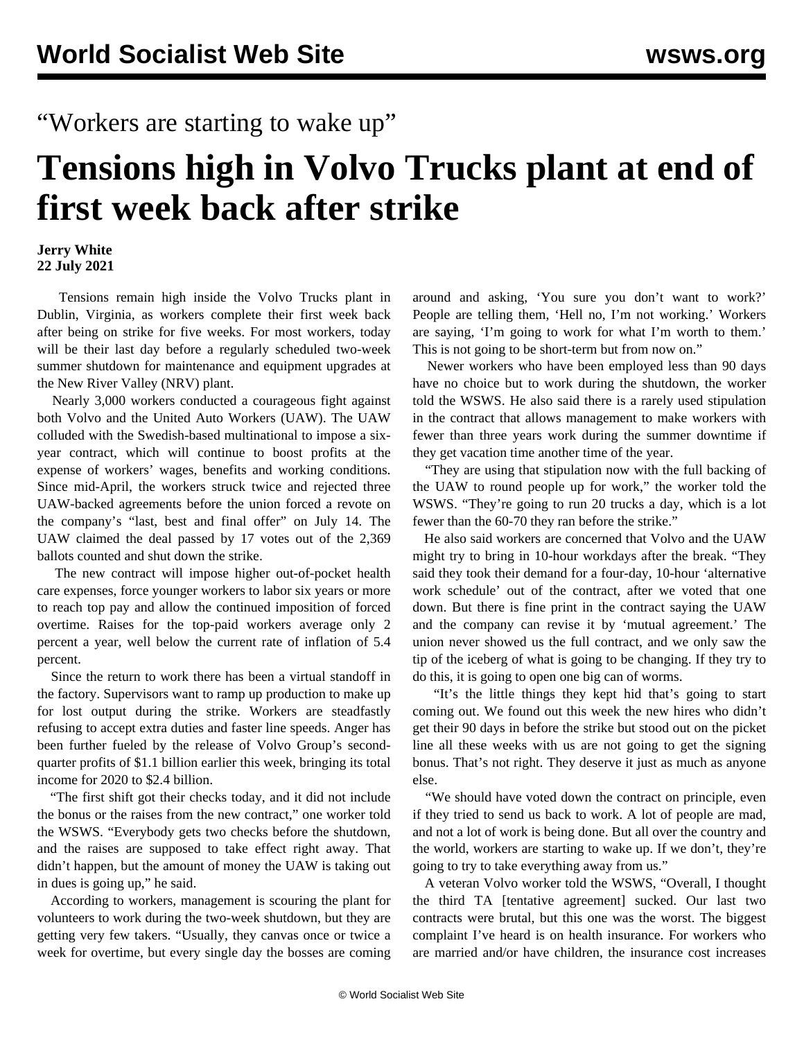“Workers are starting to wake up”

# Tensions high in Volvo Trucks plant at end of first week back after strike

**Jerry White**
**22 July 2021**

Tensions remain high inside the Volvo Trucks plant in Dublin, Virginia, as workers complete their first week back after being on strike for five weeks. For most workers, today will be their last day before a regularly scheduled two-week summer shutdown for maintenance and equipment upgrades at the New River Valley (NRV) plant.

Nearly 3,000 workers conducted a courageous fight against both Volvo and the United Auto Workers (UAW). The UAW colluded with the Swedish-based multinational to impose a six-year contract, which will continue to boost profits at the expense of workers’ wages, benefits and working conditions. Since mid-April, the workers struck twice and rejected three UAW-backed agreements before the union forced a revote on the company’s “last, best and final offer” on July 14. The UAW claimed the deal passed by 17 votes out of the 2,369 ballots counted and shut down the strike.

The new contract will impose higher out-of-pocket health care expenses, force younger workers to labor six years or more to reach top pay and allow the continued imposition of forced overtime. Raises for the top-paid workers average only 2 percent a year, well below the current rate of inflation of 5.4 percent.

Since the return to work there has been a virtual standoff in the factory. Supervisors want to ramp up production to make up for lost output during the strike. Workers are steadfastly refusing to accept extra duties and faster line speeds. Anger has been further fueled by the release of Volvo Group’s second-quarter profits of $1.1 billion earlier this week, bringing its total income for 2020 to $2.4 billion.

“The first shift got their checks today, and it did not include the bonus or the raises from the new contract,” one worker told the WSWS. “Everybody gets two checks before the shutdown, and the raises are supposed to take effect right away. That didn’t happen, but the amount of money the UAW is taking out in dues is going up,” he said.

According to workers, management is scouring the plant for volunteers to work during the two-week shutdown, but they are getting very few takers. “Usually, they canvas once or twice a week for overtime, but every single day the bosses are coming around and asking, ‘You sure you don’t want to work?’ People are telling them, ‘Hell no, I’m not working.’ Workers are saying, ‘I’m going to work for what I’m worth to them.’ This is not going to be short-term but from now on.”

Newer workers who have been employed less than 90 days have no choice but to work during the shutdown, the worker told the WSWS. He also said there is a rarely used stipulation in the contract that allows management to make workers with fewer than three years work during the summer downtime if they get vacation time another time of the year.

“They are using that stipulation now with the full backing of the UAW to round people up for work,” the worker told the WSWS. “They’re going to run 20 trucks a day, which is a lot fewer than the 60-70 they ran before the strike.”

He also said workers are concerned that Volvo and the UAW might try to bring in 10-hour workdays after the break. “They said they took their demand for a four-day, 10-hour ‘alternative work schedule’ out of the contract, after we voted that one down. But there is fine print in the contract saying the UAW and the company can revise it by ‘mutual agreement.’ The union never showed us the full contract, and we only saw the tip of the iceberg of what is going to be changing. If they try to do this, it is going to open one big can of worms.

“It’s the little things they kept hid that’s going to start coming out. We found out this week the new hires who didn’t get their 90 days in before the strike but stood out on the picket line all these weeks with us are not going to get the signing bonus. That’s not right. They deserve it just as much as anyone else.

“We should have voted down the contract on principle, even if they tried to send us back to work. A lot of people are mad, and not a lot of work is being done. But all over the country and the world, workers are starting to wake up. If we don’t, they’re going to try to take everything away from us.”

A veteran Volvo worker told the WSWS, “Overall, I thought the third TA [tentative agreement] sucked. Our last two contracts were brutal, but this one was the worst. The biggest complaint I’ve heard is on health insurance. For workers who are married and/or have children, the insurance cost increases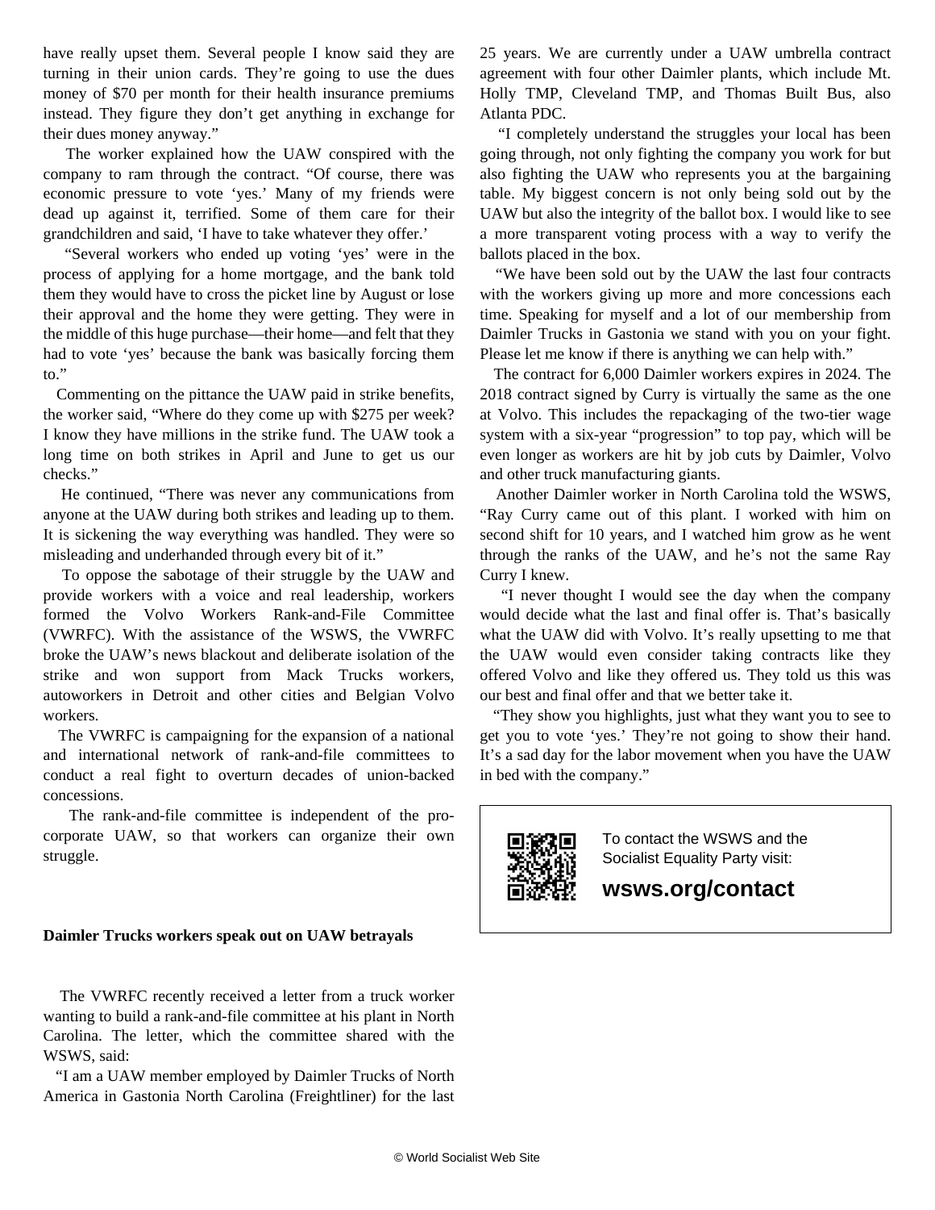have really upset them. Several people I know said they are turning in their union cards. They're going to use the dues money of $70 per month for their health insurance premiums instead. They figure they don't get anything in exchange for their dues money anyway."

The worker explained how the UAW conspired with the company to ram through the contract. "Of course, there was economic pressure to vote 'yes.' Many of my friends were dead up against it, terrified. Some of them care for their grandchildren and said, 'I have to take whatever they offer.'

"Several workers who ended up voting 'yes' were in the process of applying for a home mortgage, and the bank told them they would have to cross the picket line by August or lose their approval and the home they were getting. They were in the middle of this huge purchase—their home—and felt that they had to vote 'yes' because the bank was basically forcing them to."

Commenting on the pittance the UAW paid in strike benefits, the worker said, "Where do they come up with $275 per week? I know they have millions in the strike fund. The UAW took a long time on both strikes in April and June to get us our checks."

He continued, "There was never any communications from anyone at the UAW during both strikes and leading up to them. It is sickening the way everything was handled. They were so misleading and underhanded through every bit of it."

To oppose the sabotage of their struggle by the UAW and provide workers with a voice and real leadership, workers formed the Volvo Workers Rank-and-File Committee (VWRFC). With the assistance of the WSWS, the VWRFC broke the UAW's news blackout and deliberate isolation of the strike and won support from Mack Trucks workers, autoworkers in Detroit and other cities and Belgian Volvo workers.

The VWRFC is campaigning for the expansion of a national and international network of rank-and-file committees to conduct a real fight to overturn decades of union-backed concessions.

The rank-and-file committee is independent of the pro-corporate UAW, so that workers can organize their own struggle.

**Daimler Trucks workers speak out on UAW betrayals**

The VWRFC recently received a letter from a truck worker wanting to build a rank-and-file committee at his plant in North Carolina. The letter, which the committee shared with the WSWS, said:

"I am a UAW member employed by Daimler Trucks of North America in Gastonia North Carolina (Freightliner) for the last 25 years. We are currently under a UAW umbrella contract agreement with four other Daimler plants, which include Mt. Holly TMP, Cleveland TMP, and Thomas Built Bus, also Atlanta PDC.

"I completely understand the struggles your local has been going through, not only fighting the company you work for but also fighting the UAW who represents you at the bargaining table. My biggest concern is not only being sold out by the UAW but also the integrity of the ballot box. I would like to see a more transparent voting process with a way to verify the ballots placed in the box.

"We have been sold out by the UAW the last four contracts with the workers giving up more and more concessions each time. Speaking for myself and a lot of our membership from Daimler Trucks in Gastonia we stand with you on your fight. Please let me know if there is anything we can help with."

The contract for 6,000 Daimler workers expires in 2024. The 2018 contract signed by Curry is virtually the same as the one at Volvo. This includes the repackaging of the two-tier wage system with a six-year "progression" to top pay, which will be even longer as workers are hit by job cuts by Daimler, Volvo and other truck manufacturing giants.

Another Daimler worker in North Carolina told the WSWS, "Ray Curry came out of this plant. I worked with him on second shift for 10 years, and I watched him grow as he went through the ranks of the UAW, and he's not the same Ray Curry I knew.

"I never thought I would see the day when the company would decide what the last and final offer is. That's basically what the UAW did with Volvo. It's really upsetting to me that the UAW would even consider taking contracts like they offered Volvo and like they offered us. They told us this was our best and final offer and that we better take it.

"They show you highlights, just what they want you to see to get you to vote 'yes.' They're not going to show their hand. It's a sad day for the labor movement when you have the UAW in bed with the company."

To contact the WSWS and the Socialist Equality Party visit:

**wsws.org/contact**